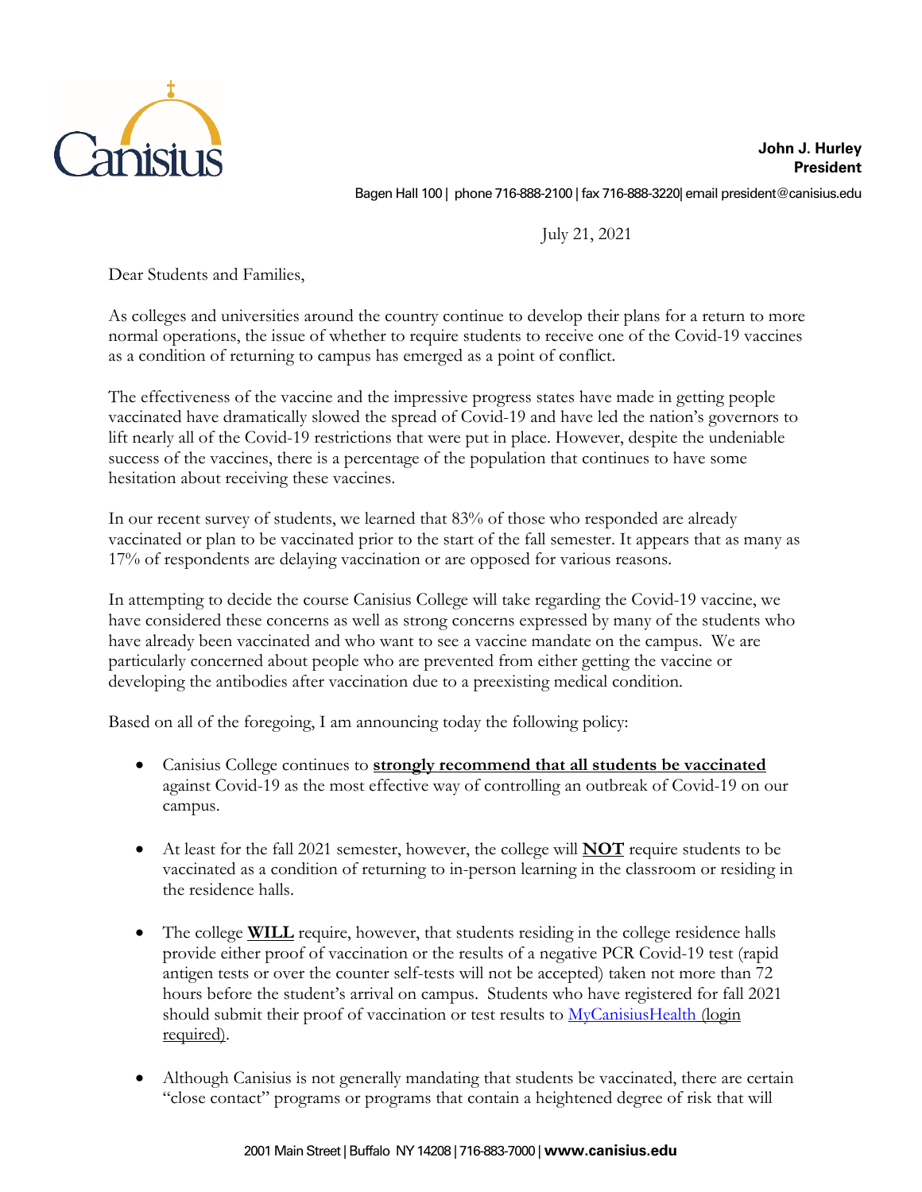**John J. Hurley**
**President**

Bagen Hall 100 | phone 716-888-2100 | fax 716-888-3220| email president@canisius.edu

July 21, 2021

Dear Students and Families,

As colleges and universities around the country continue to develop their plans for a return to more normal operations, the issue of whether to require students to receive one of the Covid-19 vaccines as a condition of returning to campus has emerged as a point of conflict.

The effectiveness of the vaccine and the impressive progress states have made in getting people vaccinated have dramatically slowed the spread of Covid-19 and have led the nation's governors to lift nearly all of the Covid-19 restrictions that were put in place. However, despite the undeniable success of the vaccines, there is a percentage of the population that continues to have some hesitation about receiving these vaccines.

In our recent survey of students, we learned that 83% of those who responded are already vaccinated or plan to be vaccinated prior to the start of the fall semester. It appears that as many as 17% of respondents are delaying vaccination or are opposed for various reasons.

In attempting to decide the course Canisius College will take regarding the Covid-19 vaccine, we have considered these concerns as well as strong concerns expressed by many of the students who have already been vaccinated and who want to see a vaccine mandate on the campus. We are particularly concerned about people who are prevented from either getting the vaccine or developing the antibodies after vaccination due to a preexisting medical condition.

Based on all of the foregoing, I am announcing today the following policy:

- Canisius College continues to **strongly recommend that all students be vaccinated** against Covid-19 as the most effective way of controlling an outbreak of Covid-19 on our campus.

- At least for the fall 2021 semester, however, the college will **NOT** require students to be vaccinated as a condition of returning to in-person learning in the classroom or residing in the residence halls.

- The college **WILL** require, however, that students residing in the college residence halls provide either proof of vaccination or the results of a negative PCR Covid-19 test (rapid antigen tests or over the counter self-tests will not be accepted) taken not more than 72 hours before the student's arrival on campus. Students who have registered for fall 2021 should submit their proof of vaccination or test results to MyCanisiusHealth (login required).

- Although Canisius is not generally mandating that students be vaccinated, there are certain "close contact" programs or programs that contain a heightened degree of risk that will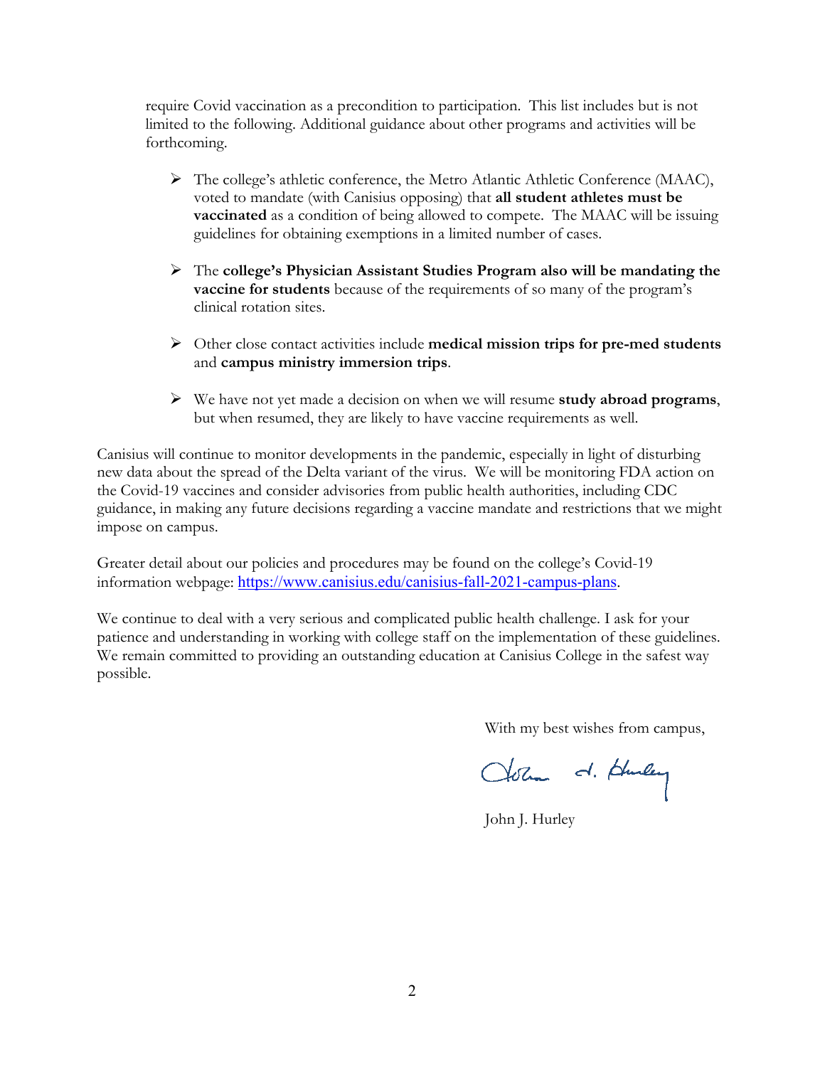require Covid vaccination as a precondition to participation. This list includes but is not limited to the following. Additional guidance about other programs and activities will be forthcoming.

- The college's athletic conference, the Metro Atlantic Athletic Conference (MAAC), voted to mandate (with Canisius opposing) that **all student athletes must be vaccinated** as a condition of being allowed to compete. The MAAC will be issuing guidelines for obtaining exemptions in a limited number of cases.

- The **college's Physician Assistant Studies Program also will be mandating the vaccine for students** because of the requirements of so many of the program's clinical rotation sites.

- Other close contact activities include **medical mission trips for pre-med students** and **campus ministry immersion trips**.

- We have not yet made a decision on when we will resume **study abroad programs**, but when resumed, they are likely to have vaccine requirements as well.

Canisius will continue to monitor developments in the pandemic, especially in light of disturbing new data about the spread of the Delta variant of the virus. We will be monitoring FDA action on the Covid-19 vaccines and consider advisories from public health authorities, including CDC guidance, in making any future decisions regarding a vaccine mandate and restrictions that we might impose on campus.

Greater detail about our policies and procedures may be found on the college's Covid-19 information webpage: [https://www.canisius.edu/canisius-fall-2021-campus-plans](https://www.canisius.edu/canisius-fall-2021-campus-plans).

We continue to deal with a very serious and complicated public health challenge. I ask for your patience and understanding in working with college staff on the implementation of these guidelines. We remain committed to providing an outstanding education at Canisius College in the safest way possible.

With my best wishes from campus,

John J. Hurley

John J. Hurley